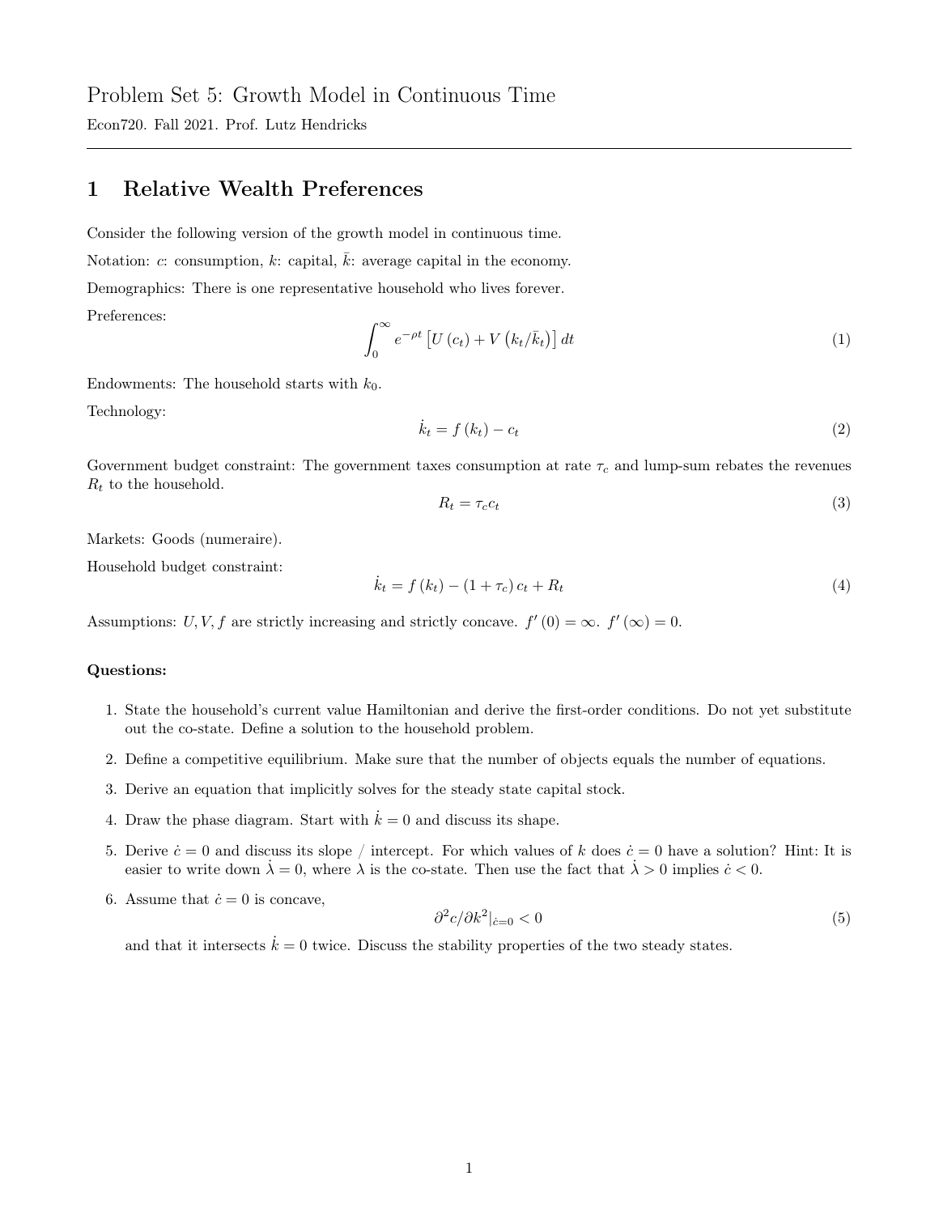# Problem Set 5: Growth Model in Continuous Time

Econ720. Fall 2021. Prof. Lutz Hendricks

## 1 Relative Wealth Preferences

Consider the following version of the growth model in continuous time.

Notation: $c$: consumption, $k$: capital, $\bar{k}$: average capital in the economy.

Demographics: There is one representative household who lives forever.

Preferences:

$$\int_0^\infty e^{-\rho t} \left[ U(c_t) + V(k_t/\bar{k}_t) \right] dt \tag{1}$$

Endowments: The household starts with $k_0$.

Technology:

$$\dot{k}_t = f(k_t) - c_t \tag{2}$$

Government budget constraint: The government taxes consumption at rate $\tau_c$ and lump-sum rebates the revenues $R_t$ to the household.

$$R_t = \tau_c c_t \tag{3}$$

Markets: Goods (numeraire).

Household budget constraint:

$$\dot{k}_t = f(k_t) - (1 + \tau_c) c_t + R_t \tag{4}$$

Assumptions: $U, V, f$ are strictly increasing and strictly concave. $f'(0) = \infty$. $f'(\infty) = 0$.

**Questions:**

1. State the household's current value Hamiltonian and derive the first-order conditions. Do not yet substitute out the co-state. Define a solution to the household problem.
2. Define a competitive equilibrium. Make sure that the number of objects equals the number of equations.
3. Derive an equation that implicitly solves for the steady state capital stock.
4. Draw the phase diagram. Start with $\dot{k} = 0$ and discuss its shape.
5. Derive $\dot{c} = 0$ and discuss its slope / intercept. For which values of $k$ does $\dot{c} = 0$ have a solution? Hint: It is easier to write down $\dot{\lambda} = 0$, where $\lambda$ is the co-state. Then use the fact that $\dot{\lambda} > 0$ implies $\dot{c} < 0$.
6. Assume that $\dot{c} = 0$ is concave,

$$\partial^2 c / \partial k^2 |_{\dot{c}=0} < 0 \tag{5}$$

and that it intersects $\dot{k} = 0$ twice. Discuss the stability properties of the two steady states.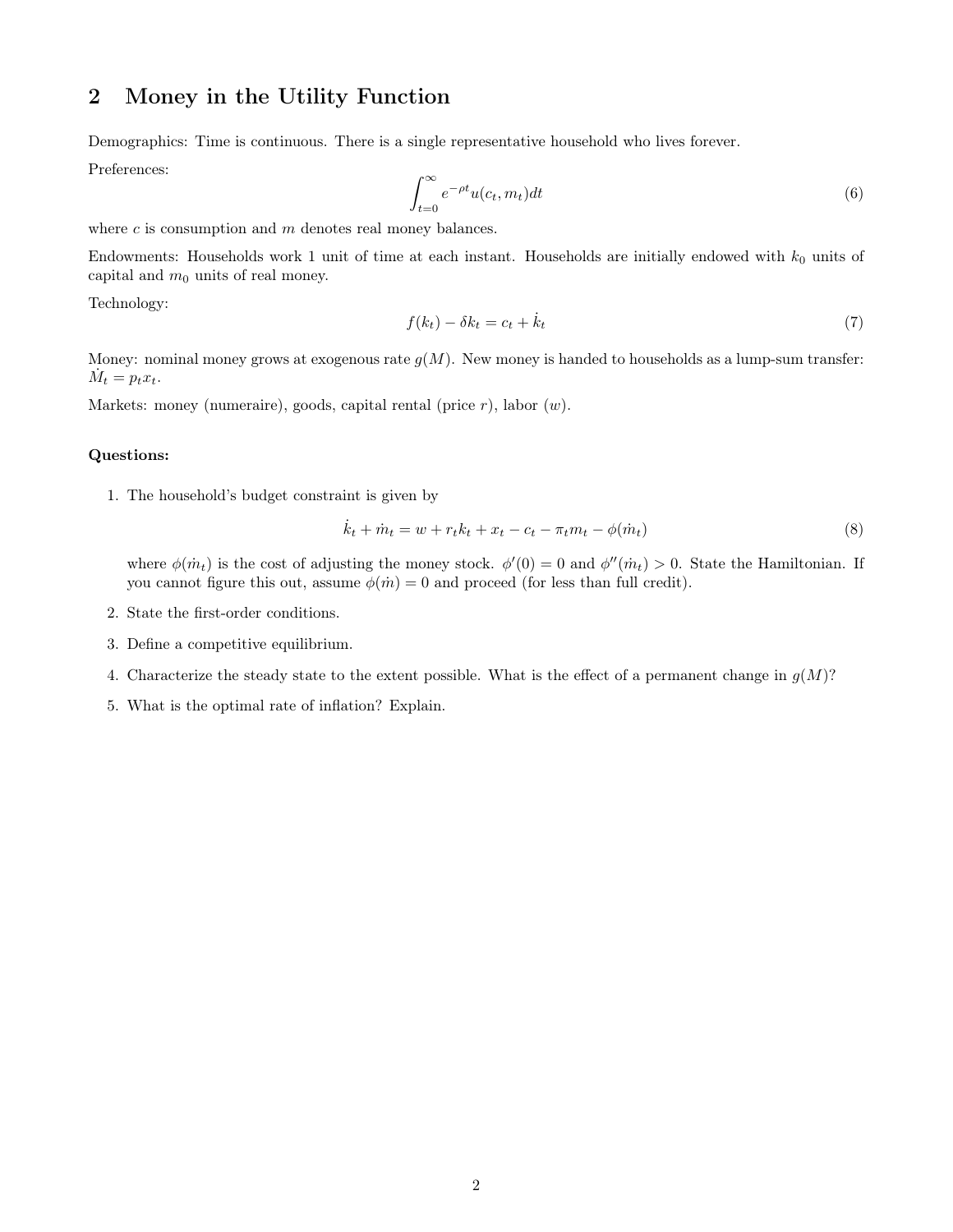## 2 Money in the Utility Function

Demographics: Time is continuous. There is a single representative household who lives forever.

Preferences:

$$\int_{t=0}^{\infty} e^{-\rho t} u(c_t, m_t) dt \tag{6}$$

where $c$ is consumption and $m$ denotes real money balances.

Endowments: Households work 1 unit of time at each instant. Households are initially endowed with $k_0$ units of capital and $m_0$ units of real money.

Technology:

$$f(k_t) - \delta k_t = c_t + \dot{k}_t \tag{7}$$

Money: nominal money grows at exogenous rate $g(M)$. New money is handed to households as a lump-sum transfer: $\dot{M}_t = p_t x_t$.

Markets: money (numeraire), goods, capital rental (price $r$), labor ($w$).

**Questions:**

1. The household's budget constraint is given by

$$\dot{k}_t + \dot{m}_t = w + r_t k_t + x_t - c_t - \pi_t m_t - \phi(\dot{m}_t) \tag{8}$$

   where $\phi(\dot{m}_t)$ is the cost of adjusting the money stock. $\phi'(0) = 0$ and $\phi''(\dot{m}_t) > 0$. State the Hamiltonian. If you cannot figure this out, assume $\phi(\dot{m}) = 0$ and proceed (for less than full credit).

2. State the first-order conditions.

3. Define a competitive equilibrium.

4. Characterize the steady state to the extent possible. What is the effect of a permanent change in $g(M)$?

5. What is the optimal rate of inflation? Explain.